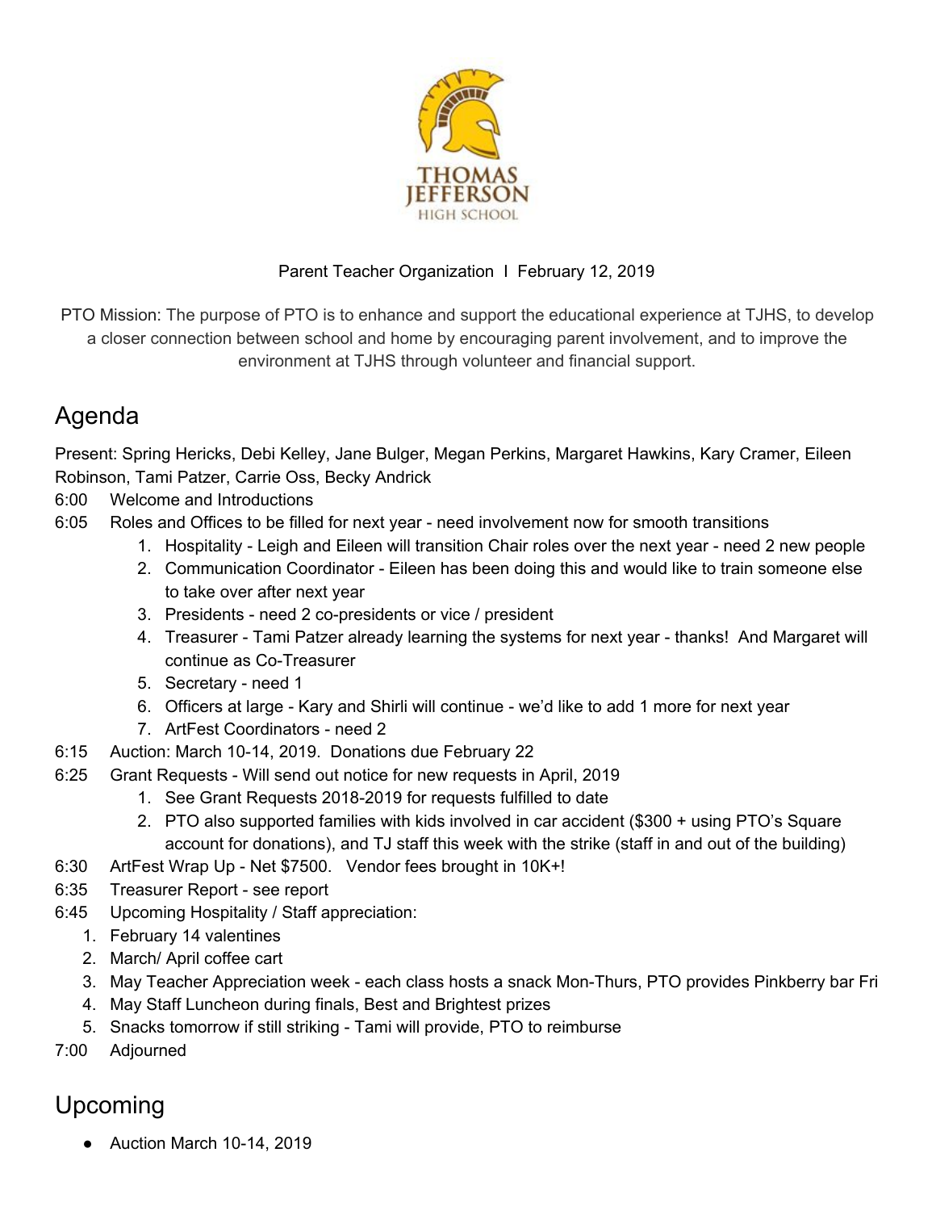THOMAS JEFFERSON HIGH SCHOOL

Parent Teacher Organization I February 12, 2019

PTO Mission: The purpose of PTO is to enhance and support the educational experience at TJHS, to develop a closer connection between school and home by encouraging parent involvement, and to improve the environment at TJHS through volunteer and financial support.

# Agenda

Present: Spring Hericks, Debi Kelley, Jane Bulger, Megan Perkins, Margaret Hawkins, Kary Cramer, Eileen Robinson, Tami Patzer, Carrie Oss, Becky Andrick

6:00 Welcome and Introductions

6:05 Roles and Offices to be filled for next year - need involvement now for smooth transitions

1. Hospitality - Leigh and Eileen will transition Chair roles over the next year - need 2 new people
2. Communication Coordinator - Eileen has been doing this and would like to train someone else to take over after next year
3. Presidents - need 2 co-presidents or vice / president
4. Treasurer - Tami Patzer already learning the systems for next year - thanks! And Margaret will continue as Co-Treasurer
5. Secretary - need 1
6. Officers at large - Kary and Shirli will continue - we'd like to add 1 more for next year
7. ArtFest Coordinators - need 2

6:15 Auction: March 10-14, 2019. Donations due February 22

6:25 Grant Requests - Will send out notice for new requests in April, 2019

1. See Grant Requests 2018-2019 for requests fulfilled to date
2. PTO also supported families with kids involved in car accident ($300 + using PTO's Square account for donations), and TJ staff this week with the strike (staff in and out of the building)

6:30 ArtFest Wrap Up - Net $7500. Vendor fees brought in 10K+!

6:35 Treasurer Report - see report

6:45 Upcoming Hospitality / Staff appreciation:

1. February 14 valentines
2. March/ April coffee cart
3. May Teacher Appreciation week - each class hosts a snack Mon-Thurs, PTO provides Pinkberry bar Fri
4. May Staff Luncheon during finals, Best and Brightest prizes
5. Snacks tomorrow if still striking - Tami will provide, PTO to reimburse

7:00 Adjourned

# Upcoming

- Auction March 10-14, 2019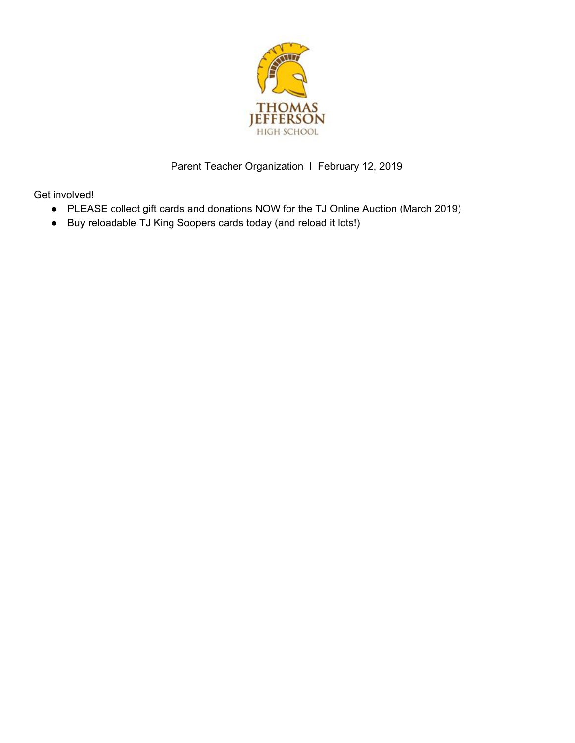THOMAS
JEFFERSON
HIGH SCHOOL

Parent Teacher Organization I February 12, 2019

Get involved!

- PLEASE collect gift cards and donations NOW for the TJ Online Auction (March 2019)
- Buy reloadable TJ King Soopers cards today (and reload it lots!)